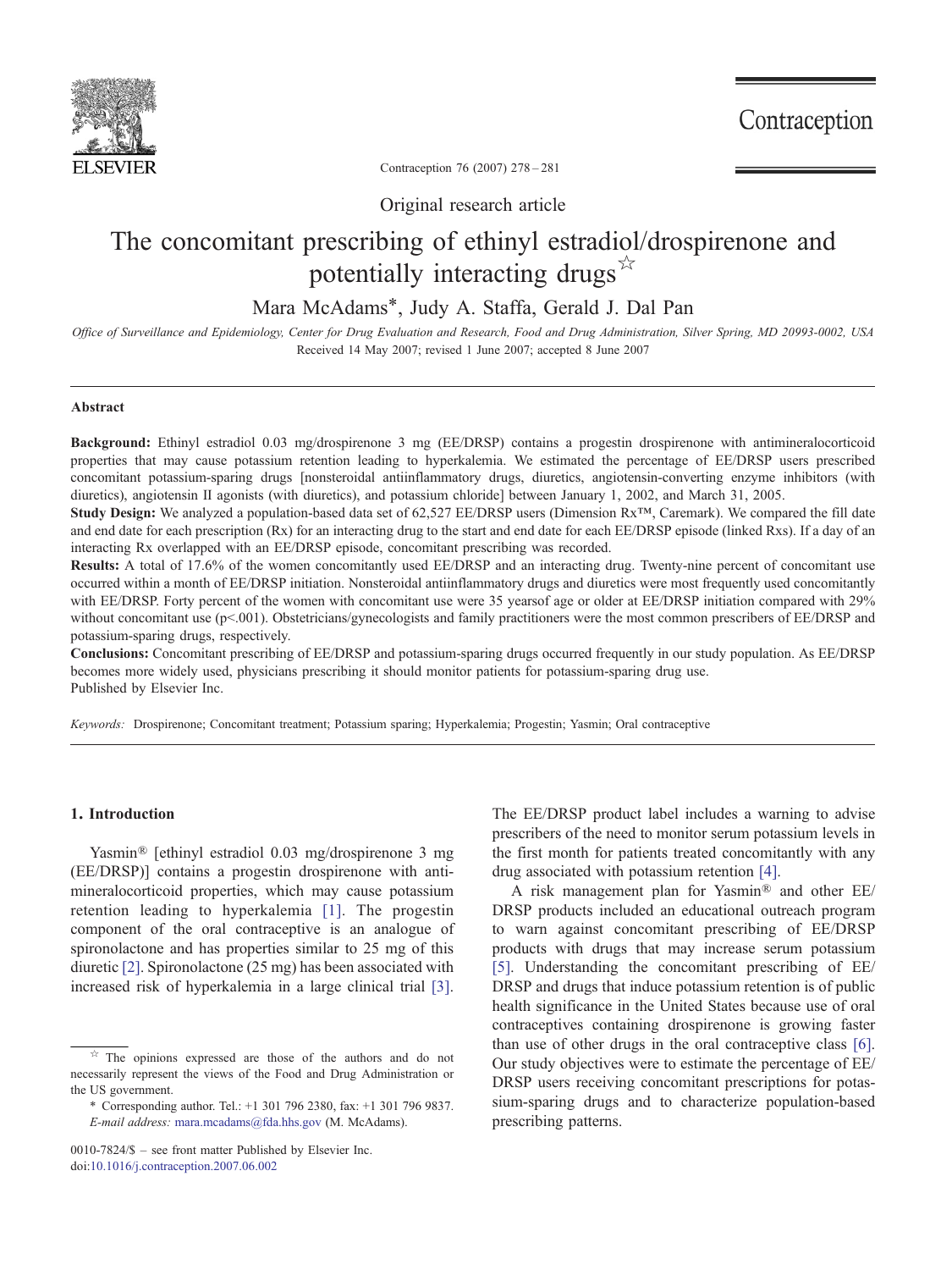Original research article

# The concomitant prescribing of ethinyl estradiol/drospirenone and potentially interacting drugs☆

Mara McAdams*, Judy A. Staffa, Gerald J. Dal Pan

*Office of Surveillance and Epidemiology, Center for Drug Evaluation and Research, Food and Drug Administration, Silver Spring, MD 20993-0002, USA*

Received 14 May 2007; revised 1 June 2007; accepted 8 June 2007

## Abstract

**Background:** Ethinyl estradiol 0.03 mg/drospirenone 3 mg (EE/DRSP) contains a progestin drospirenone with antimineralocorticoid properties that may cause potassium retention leading to hyperkalemia. We estimated the percentage of EE/DRSP users prescribed concomitant potassium-sparing drugs [nonsteroidal antiinflammatory drugs, diuretics, angiotensin-converting enzyme inhibitors (with diuretics), angiotensin II agonists (with diuretics), and potassium chloride] between January 1, 2002, and March 31, 2005.

**Study Design:** We analyzed a population-based data set of 62,527 EE/DRSP users (Dimension Rx™, Caremark). We compared the fill date and end date for each prescription (Rx) for an interacting drug to the start and end date for each EE/DRSP episode (linked Rxs). If a day of an interacting Rx overlapped with an EE/DRSP episode, concomitant prescribing was recorded.

**Results:** A total of 17.6% of the women concomitantly used EE/DRSP and an interacting drug. Twenty-nine percent of concomitant use occurred within a month of EE/DRSP initiation. Nonsteroidal antiinflammatory drugs and diuretics were most frequently used concomitantly with EE/DRSP. Forty percent of the women with concomitant use were 35 yearsof age or older at EE/DRSP initiation compared with 29% without concomitant use ($p<.001$). Obstetricians/gynecologists and family practitioners were the most common prescribers of EE/DRSP and potassium-sparing drugs, respectively.

**Conclusions:** Concomitant prescribing of EE/DRSP and potassium-sparing drugs occurred frequently in our study population. As EE/DRSP becomes more widely used, physicians prescribing it should monitor patients for potassium-sparing drug use.

Published by Elsevier Inc.

*Keywords:* Drospirenone; Concomitant treatment; Potassium sparing; Hyperkalemia; Progestin; Yasmin; Oral contraceptive

## 1. Introduction

Yasmin® [ethinyl estradiol 0.03 mg/drospirenone 3 mg (EE/DRSP)] contains a progestin drospirenone with anti-mineralocorticoid properties, which may cause potassium retention leading to hyperkalemia [1]. The progestin component of the oral contraceptive is an analogue of spironolactone and has properties similar to 25 mg of this diuretic [2]. Spironolactone (25 mg) has been associated with increased risk of hyperkalemia in a large clinical trial [3]. The EE/DRSP product label includes a warning to advise prescribers of the need to monitor serum potassium levels in the first month for patients treated concomitantly with any drug associated with potassium retention [4].

A risk management plan for Yasmin® and other EE/DRSP products included an educational outreach program to warn against concomitant prescribing of EE/DRSP products with drugs that may increase serum potassium [5]. Understanding the concomitant prescribing of EE/DRSP and drugs that induce potassium retention is of public health significance in the United States because use of oral contraceptives containing drospirenone is growing faster than use of other drugs in the oral contraceptive class [6]. Our study objectives were to estimate the percentage of EE/DRSP users receiving concomitant prescriptions for potassium-sparing drugs and to characterize population-based prescribing patterns.

☆ The opinions expressed are those of the authors and do not necessarily represent the views of the Food and Drug Administration or the US government.

\* Corresponding author. Tel.: +1 301 796 2380, fax: +1 301 796 9837. *E-mail address:* mara.mcadams@fda.hhs.gov (M. McAdams).

0010-7824/$ – see front matter Published by Elsevier Inc.
doi:10.1016/j.contraception.2007.06.002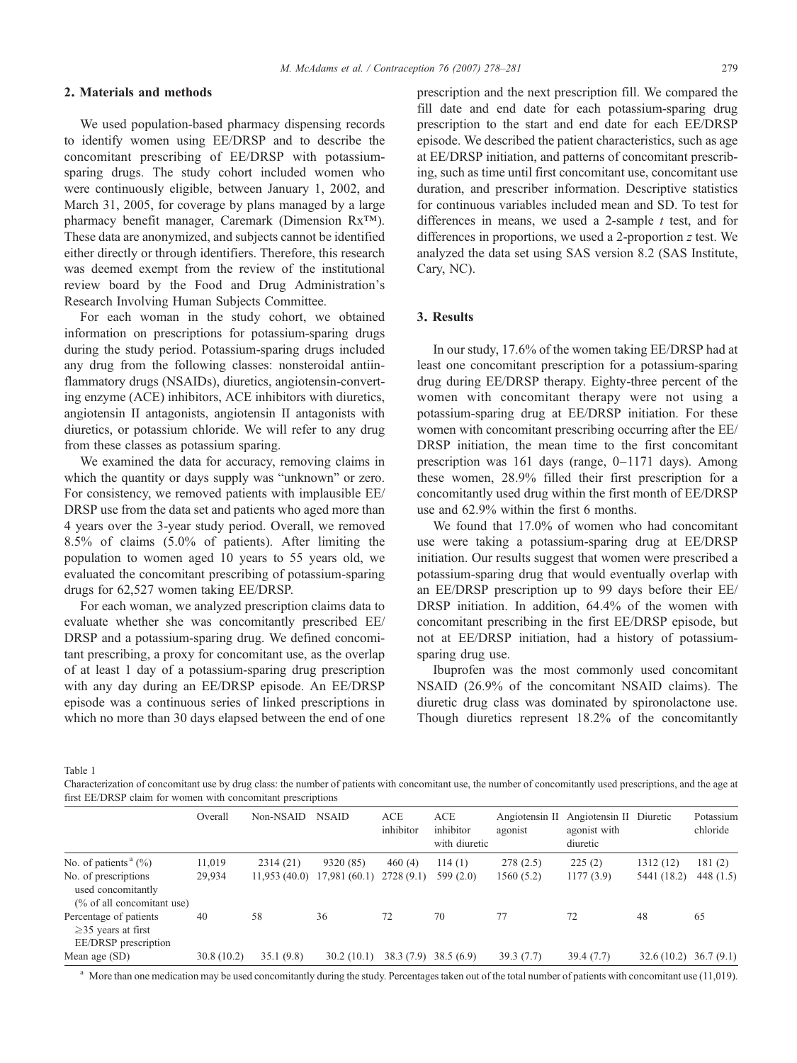## 2. Materials and methods

We used population-based pharmacy dispensing records to identify women using EE/DRSP and to describe the concomitant prescribing of EE/DRSP with potassium-sparing drugs. The study cohort included women who were continuously eligible, between January 1, 2002, and March 31, 2005, for coverage by plans managed by a large pharmacy benefit manager, Caremark (Dimension Rx™). These data are anonymized, and subjects cannot be identified either directly or through identifiers. Therefore, this research was deemed exempt from the review of the institutional review board by the Food and Drug Administration's Research Involving Human Subjects Committee.

For each woman in the study cohort, we obtained information on prescriptions for potassium-sparing drugs during the study period. Potassium-sparing drugs included any drug from the following classes: nonsteroidal antiinflammatory drugs (NSAIDs), diuretics, angiotensin-converting enzyme (ACE) inhibitors, ACE inhibitors with diuretics, angiotensin II antagonists, angiotensin II antagonists with diuretics, or potassium chloride. We will refer to any drug from these classes as potassium sparing.

We examined the data for accuracy, removing claims in which the quantity or days supply was "unknown" or zero. For consistency, we removed patients with implausible EE/DRSP use from the data set and patients who aged more than 4 years over the 3-year study period. Overall, we removed 8.5% of claims (5.0% of patients). After limiting the population to women aged 10 years to 55 years old, we evaluated the concomitant prescribing of potassium-sparing drugs for 62,527 women taking EE/DRSP.

For each woman, we analyzed prescription claims data to evaluate whether she was concomitantly prescribed EE/DRSP and a potassium-sparing drug. We defined concomitant prescribing, a proxy for concomitant use, as the overlap of at least 1 day of a potassium-sparing drug prescription with any day during an EE/DRSP episode. An EE/DRSP episode was a continuous series of linked prescriptions in which no more than 30 days elapsed between the end of one prescription and the next prescription fill. We compared the fill date and end date for each potassium-sparing drug prescription to the start and end date for each EE/DRSP episode. We described the patient characteristics, such as age at EE/DRSP initiation, and patterns of concomitant prescribing, such as time until first concomitant use, concomitant use duration, and prescriber information. Descriptive statistics for continuous variables included mean and SD. To test for differences in means, we used a 2-sample *t* test, and for differences in proportions, we used a 2-proportion *z* test. We analyzed the data set using SAS version 8.2 (SAS Institute, Cary, NC).

## 3. Results

In our study, 17.6% of the women taking EE/DRSP had at least one concomitant prescription for a potassium-sparing drug during EE/DRSP therapy. Eighty-three percent of the women with concomitant therapy were not using a potassium-sparing drug at EE/DRSP initiation. For these women with concomitant prescribing occurring after the EE/DRSP initiation, the mean time to the first concomitant prescription was 161 days (range, 0–1171 days). Among these women, 28.9% filled their first prescription for a concomitantly used drug within the first month of EE/DRSP use and 62.9% within the first 6 months.

We found that 17.0% of women who had concomitant use were taking a potassium-sparing drug at EE/DRSP initiation. Our results suggest that women were prescribed a potassium-sparing drug that would eventually overlap with an EE/DRSP prescription up to 99 days before their EE/DRSP initiation. In addition, 64.4% of the women with concomitant prescribing in the first EE/DRSP episode, but not at EE/DRSP initiation, had a history of potassium-sparing drug use.

Ibuprofen was the most commonly used concomitant NSAID (26.9% of the concomitant NSAID claims). The diuretic drug class was dominated by spironolactone use. Though diuretics represent 18.2% of the concomitantly

Table 1

Characterization of concomitant use by drug class: the number of patients with concomitant use, the number of concomitantly used prescriptions, and the age at first EE/DRSP claim for women with concomitant prescriptions

| | Overall | Non-NSAID | NSAID | ACE inhibitor | ACE inhibitor with diuretic | Angiotensin II agonist | Angiotensin II agonist with diuretic | Diuretic | Potassium chloride |
|---|---|---|---|---|---|---|---|---|---|
| No. of patients[a] (%) | 11,019 | 2314 (21) | 9320 (85) | 460 (4) | 114 (1) | 278 (2.5) | 225 (2) | 1312 (12) | 181 (2) |
| No. of prescriptions used concomitantly (% of all concomitant use) | 29,934 | 11,953 (40.0) | 17,981 (60.1) | 2728 (9.1) | 599 (2.0) | 1560 (5.2) | 1177 (3.9) | 5441 (18.2) | 448 (1.5) |
| Percentage of patients ≥35 years at first EE/DRSP prescription | 40 | 58 | 36 | 72 | 70 | 77 | 72 | 48 | 65 |
| Mean age (SD) | 30.8 (10.2) | 35.1 (9.8) | 30.2 (10.1) | 38.3 (7.9) | 38.5 (6.9) | 39.3 (7.7) | 39.4 (7.7) | 32.6 (10.2) | 36.7 (9.1) |

[a] More than one medication may be used concomitantly during the study. Percentages taken out of the total number of patients with concomitant use (11,019).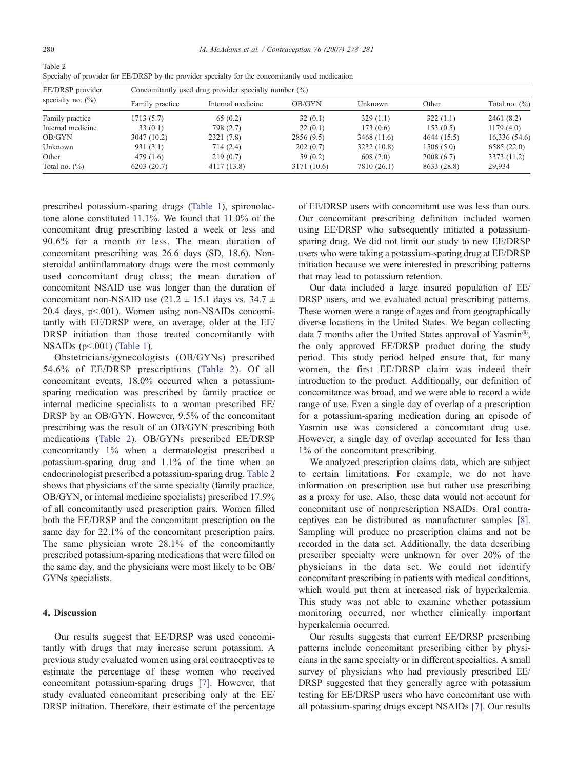Table 2
Specialty of provider for EE/DRSP by the provider specialty for the concomitantly used medication

| EE/DRSP provider specialty no. (%) | Concomitantly used drug provider specialty number (%) | | | | | |
|---|---|---|---|---|---|---|
| | Family practice | Internal medicine | OB/GYN | Unknown | Other | Total no. (%) |
| Family practice | 1713 (5.7) | 65 (0.2) | 32 (0.1) | 329 (1.1) | 322 (1.1) | 2461 (8.2) |
| Internal medicine | 33 (0.1) | 798 (2.7) | 22 (0.1) | 173 (0.6) | 153 (0.5) | 1179 (4.0) |
| OB/GYN | 3047 (10.2) | 2321 (7.8) | 2856 (9.5) | 3468 (11.6) | 4644 (15.5) | 16,336 (54.6) |
| Unknown | 931 (3.1) | 714 (2.4) | 202 (0.7) | 3232 (10.8) | 1506 (5.0) | 6585 (22.0) |
| Other | 479 (1.6) | 219 (0.7) | 59 (0.2) | 608 (2.0) | 2008 (6.7) | 3373 (11.2) |
| Total no. (%) | 6203 (20.7) | 4117 (13.8) | 3171 (10.6) | 7810 (26.1) | 8633 (28.8) | 29,934 |

prescribed potassium-sparing drugs (Table 1), spironolactone alone constituted 11.1%. We found that 11.0% of the concomitant drug prescribing lasted a week or less and 90.6% for a month or less. The mean duration of concomitant prescribing was 26.6 days (SD, 18.6). Nonsteroidal antiinflammatory drugs were the most commonly used concomitant drug class; the mean duration of concomitant NSAID use was longer than the duration of concomitant non-NSAID use ($21.2 \pm 15.1$ days vs. $34.7 \pm 20.4$ days, $p<.001$). Women using non-NSAIDs concomitantly with EE/DRSP were, on average, older at the EE/DRSP initiation than those treated concomitantly with NSAIDs ($p<.001$) (Table 1).

Obstetricians/gynecologists (OB/GYNs) prescribed 54.6% of EE/DRSP prescriptions (Table 2). Of all concomitant events, 18.0% occurred when a potassium-sparing medication was prescribed by family practice or internal medicine specialists to a woman prescribed EE/DRSP by an OB/GYN. However, 9.5% of the concomitant prescribing was the result of an OB/GYN prescribing both medications (Table 2). OB/GYNs prescribed EE/DRSP concomitantly 1% when a dermatologist prescribed a potassium-sparing drug and 1.1% of the time when an endocrinologist prescribed a potassium-sparing drug. Table 2 shows that physicians of the same specialty (family practice, OB/GYN, or internal medicine specialists) prescribed 17.9% of all concomitantly used prescription pairs. Women filled both the EE/DRSP and the concomitant prescription on the same day for 22.1% of the concomitant prescription pairs. The same physician wrote 28.1% of the concomitantly prescribed potassium-sparing medications that were filled on the same day, and the physicians were most likely to be OB/GYNs specialists.

## 4. Discussion

Our results suggest that EE/DRSP was used concomitantly with drugs that may increase serum potassium. A previous study evaluated women using oral contraceptives to estimate the percentage of these women who received concomitant potassium-sparing drugs [7]. However, that study evaluated concomitant prescribing only at the EE/DRSP initiation. Therefore, their estimate of the percentage of EE/DRSP users with concomitant use was less than ours. Our concomitant prescribing definition included women using EE/DRSP who subsequently initiated a potassium-sparing drug. We did not limit our study to new EE/DRSP users who were taking a potassium-sparing drug at EE/DRSP initiation because we were interested in prescribing patterns that may lead to potassium retention.

Our data included a large insured population of EE/DRSP users, and we evaluated actual prescribing patterns. These women were a range of ages and from geographically diverse locations in the United States. We began collecting data 7 months after the United States approval of Yasmin®, the only approved EE/DRSP product during the study period. This study period helped ensure that, for many women, the first EE/DRSP claim was indeed their introduction to the product. Additionally, our definition of concomitance was broad, and we were able to record a wide range of use. Even a single day of overlap of a prescription for a potassium-sparing medication during an episode of Yasmin use was considered a concomitant drug use. However, a single day of overlap accounted for less than 1% of the concomitant prescribing.

We analyzed prescription claims data, which are subject to certain limitations. For example, we do not have information on prescription use but rather use prescribing as a proxy for use. Also, these data would not account for concomitant use of nonprescription NSAIDs. Oral contraceptives can be distributed as manufacturer samples [8]. Sampling will produce no prescription claims and not be recorded in the data set. Additionally, the data describing prescriber specialty were unknown for over 20% of the physicians in the data set. We could not identify concomitant prescribing in patients with medical conditions, which would put them at increased risk of hyperkalemia. This study was not able to examine whether potassium monitoring occurred, nor whether clinically important hyperkalemia occurred.

Our results suggests that current EE/DRSP prescribing patterns include concomitant prescribing either by physicians in the same specialty or in different specialties. A small survey of physicians who had previously prescribed EE/DRSP suggested that they generally agree with potassium testing for EE/DRSP users who have concomitant use with all potassium-sparing drugs except NSAIDs [7]. Our results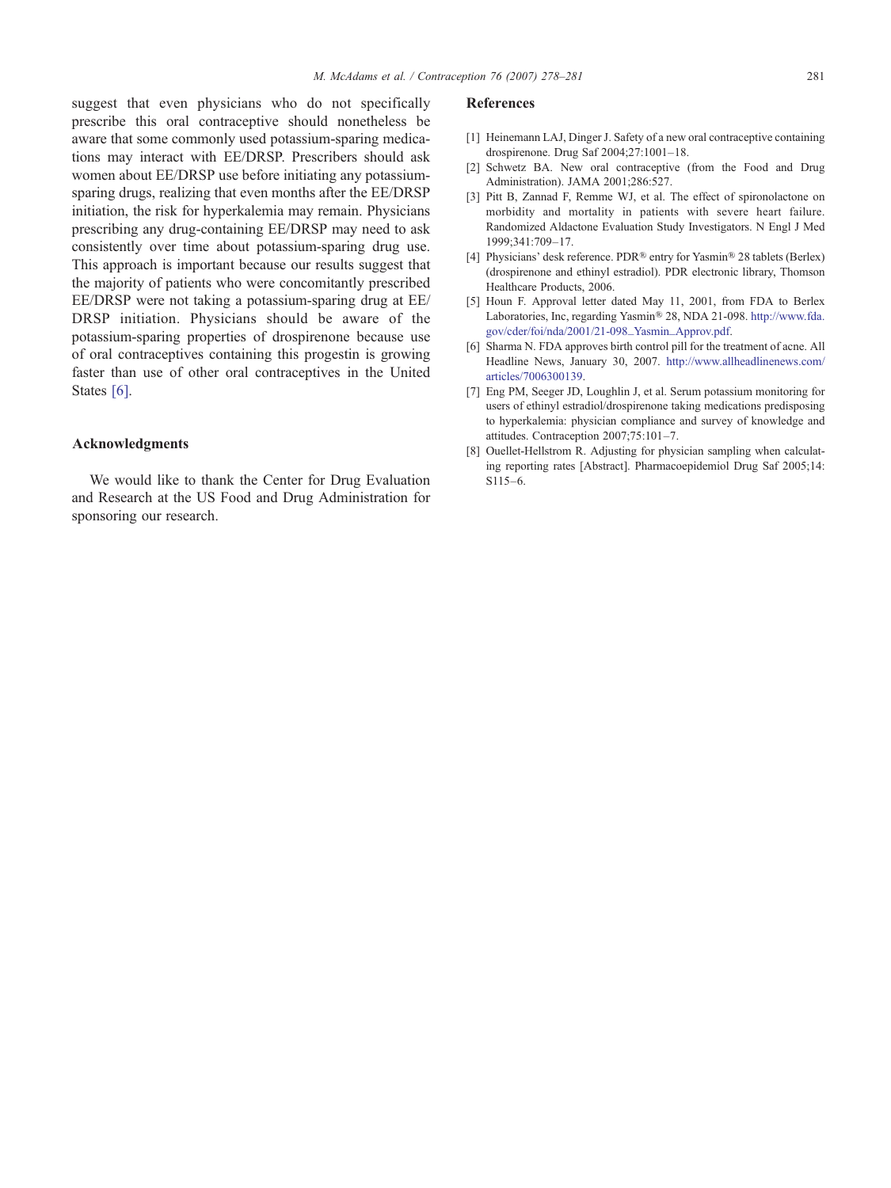suggest that even physicians who do not specifically prescribe this oral contraceptive should nonetheless be aware that some commonly used potassium-sparing medications may interact with EE/DRSP. Prescribers should ask women about EE/DRSP use before initiating any potassium-sparing drugs, realizing that even months after the EE/DRSP initiation, the risk for hyperkalemia may remain. Physicians prescribing any drug-containing EE/DRSP may need to ask consistently over time about potassium-sparing drug use. This approach is important because our results suggest that the majority of patients who were concomitantly prescribed EE/DRSP were not taking a potassium-sparing drug at EE/DRSP initiation. Physicians should be aware of the potassium-sparing properties of drospirenone because use of oral contraceptives containing this progestin is growing faster than use of other oral contraceptives in the United States [6].

## Acknowledgments

We would like to thank the Center for Drug Evaluation and Research at the US Food and Drug Administration for sponsoring our research.

## References

[1] Heinemann LAJ, Dinger J. Safety of a new oral contraceptive containing drospirenone. Drug Saf 2004;27:1001–18.

[2] Schwetz BA. New oral contraceptive (from the Food and Drug Administration). JAMA 2001;286:527.

[3] Pitt B, Zannad F, Remme WJ, et al. The effect of spironolactone on morbidity and mortality in patients with severe heart failure. Randomized Aldactone Evaluation Study Investigators. N Engl J Med 1999;341:709–17.

[4] Physicians' desk reference. PDR® entry for Yasmin® 28 tablets (Berlex) (drospirenone and ethinyl estradiol). PDR electronic library, Thomson Healthcare Products, 2006.

[5] Houn F. Approval letter dated May 11, 2001, from FDA to Berlex Laboratories, Inc, regarding Yasmin® 28, NDA 21-098. http://www.fda.gov/cder/foi/nda/2001/21-098_Yasmin_Approv.pdf.

[6] Sharma N. FDA approves birth control pill for the treatment of acne. All Headline News, January 30, 2007. http://www.allheadlinenews.com/articles/7006300139.

[7] Eng PM, Seeger JD, Loughlin J, et al. Serum potassium monitoring for users of ethinyl estradiol/drospirenone taking medications predisposing to hyperkalemia: physician compliance and survey of knowledge and attitudes. Contraception 2007;75:101–7.

[8] Ouellet-Hellstrom R. Adjusting for physician sampling when calculating reporting rates [Abstract]. Pharmacoepidemiol Drug Saf 2005;14:S115–6.